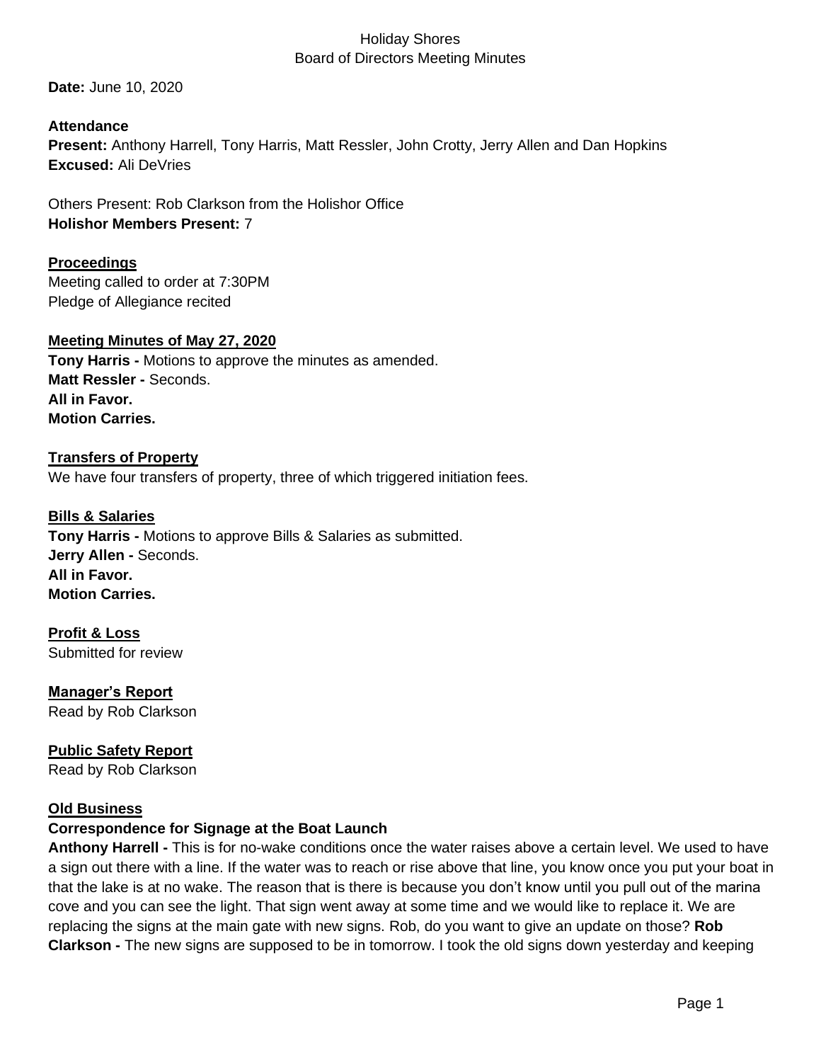# Holiday Shores
## Board of Directors Meeting Minutes

**Date:** June 10, 2020

**Attendance**
**Present:** Anthony Harrell, Tony Harris, Matt Ressler, John Crotty, Jerry Allen and Dan Hopkins
**Excused:** Ali DeVries

Others Present: Rob Clarkson from the Holishor Office
**Holishor Members Present:** 7

### Proceedings
Meeting called to order at 7:30PM
Pledge of Allegiance recited

### Meeting Minutes of May 27, 2020
**Tony Harris -** Motions to approve the minutes as amended.
**Matt Ressler -** Seconds.
**All in Favor.**
**Motion Carries.**

### Transfers of Property
We have four transfers of property, three of which triggered initiation fees.

### Bills & Salaries
**Tony Harris -** Motions to approve Bills & Salaries as submitted.
**Jerry Allen -** Seconds.
**All in Favor.**
**Motion Carries.**

### Profit & Loss
Submitted for review

### Manager's Report
Read by Rob Clarkson

### Public Safety Report
Read by Rob Clarkson

### Old Business
**Correspondence for Signage at the Boat Launch**
**Anthony Harrell -** This is for no-wake conditions once the water raises above a certain level. We used to have a sign out there with a line. If the water was to reach or rise above that line, you know once you put your boat in that the lake is at no wake. The reason that is there is because you don't know until you pull out of the marina cove and you can see the light. That sign went away at some time and we would like to replace it. We are replacing the signs at the main gate with new signs. Rob, do you want to give an update on those? **Rob Clarkson -** The new signs are supposed to be in tomorrow. I took the old signs down yesterday and keeping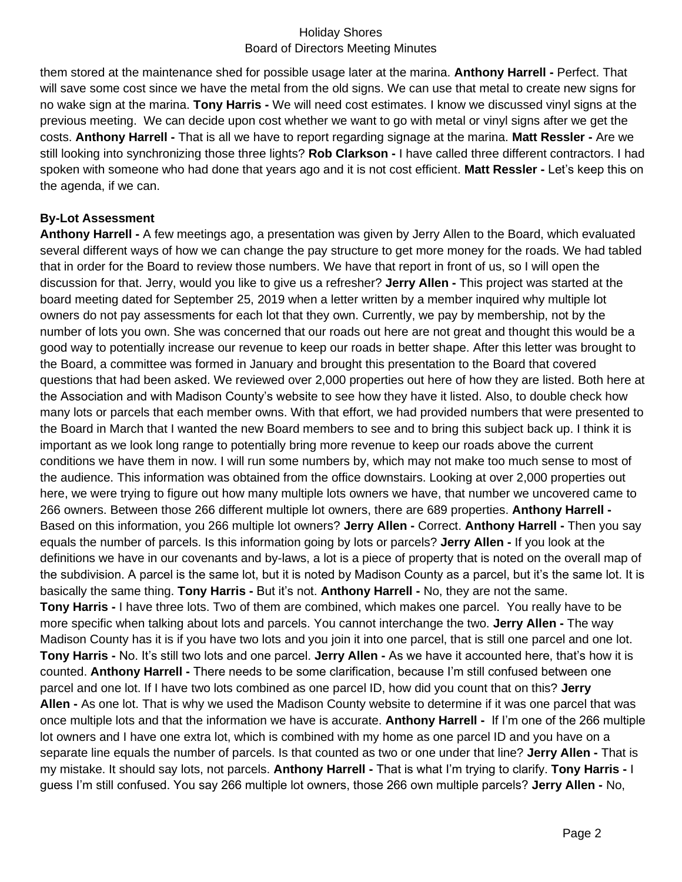them stored at the maintenance shed for possible usage later at the marina. **Anthony Harrell -** Perfect. That will save some cost since we have the metal from the old signs. We can use that metal to create new signs for no wake sign at the marina. **Tony Harris -** We will need cost estimates. I know we discussed vinyl signs at the previous meeting. We can decide upon cost whether we want to go with metal or vinyl signs after we get the costs. **Anthony Harrell -** That is all we have to report regarding signage at the marina. **Matt Ressler -** Are we still looking into synchronizing those three lights? **Rob Clarkson -** I have called three different contractors. I had spoken with someone who had done that years ago and it is not cost efficient. **Matt Ressler -** Let's keep this on the agenda, if we can.

**By-Lot Assessment**

**Anthony Harrell -** A few meetings ago, a presentation was given by Jerry Allen to the Board, which evaluated several different ways of how we can change the pay structure to get more money for the roads. We had tabled that in order for the Board to review those numbers. We have that report in front of us, so I will open the discussion for that. Jerry, would you like to give us a refresher? **Jerry Allen -** This project was started at the board meeting dated for September 25, 2019 when a letter written by a member inquired why multiple lot owners do not pay assessments for each lot that they own. Currently, we pay by membership, not by the number of lots you own. She was concerned that our roads out here are not great and thought this would be a good way to potentially increase our revenue to keep our roads in better shape. After this letter was brought to the Board, a committee was formed in January and brought this presentation to the Board that covered questions that had been asked. We reviewed over 2,000 properties out here of how they are listed. Both here at the Association and with Madison County's website to see how they have it listed. Also, to double check how many lots or parcels that each member owns. With that effort, we had provided numbers that were presented to the Board in March that I wanted the new Board members to see and to bring this subject back up. I think it is important as we look long range to potentially bring more revenue to keep our roads above the current conditions we have them in now. I will run some numbers by, which may not make too much sense to most of the audience. This information was obtained from the office downstairs. Looking at over 2,000 properties out here, we were trying to figure out how many multiple lots owners we have, that number we uncovered came to 266 owners. Between those 266 different multiple lot owners, there are 689 properties. **Anthony Harrell -** Based on this information, you 266 multiple lot owners? **Jerry Allen -** Correct. **Anthony Harrell -** Then you say equals the number of parcels. Is this information going by lots or parcels? **Jerry Allen -** If you look at the definitions we have in our covenants and by-laws, a lot is a piece of property that is noted on the overall map of the subdivision. A parcel is the same lot, but it is noted by Madison County as a parcel, but it's the same lot. It is basically the same thing. **Tony Harris -** But it's not. **Anthony Harrell -** No, they are not the same. **Tony Harris -** I have three lots. Two of them are combined, which makes one parcel. You really have to be more specific when talking about lots and parcels. You cannot interchange the two. **Jerry Allen -** The way Madison County has it is if you have two lots and you join it into one parcel, that is still one parcel and one lot. **Tony Harris -** No. It's still two lots and one parcel. **Jerry Allen -** As we have it accounted here, that's how it is counted. **Anthony Harrell -** There needs to be some clarification, because I'm still confused between one parcel and one lot. If I have two lots combined as one parcel ID, how did you count that on this? **Jerry Allen -** As one lot. That is why we used the Madison County website to determine if it was one parcel that was once multiple lots and that the information we have is accurate. **Anthony Harrell -** If I'm one of the 266 multiple lot owners and I have one extra lot, which is combined with my home as one parcel ID and you have on a separate line equals the number of parcels. Is that counted as two or one under that line? **Jerry Allen -** That is my mistake. It should say lots, not parcels. **Anthony Harrell -** That is what I'm trying to clarify. **Tony Harris -** I guess I'm still confused. You say 266 multiple lot owners, those 266 own multiple parcels? **Jerry Allen -** No,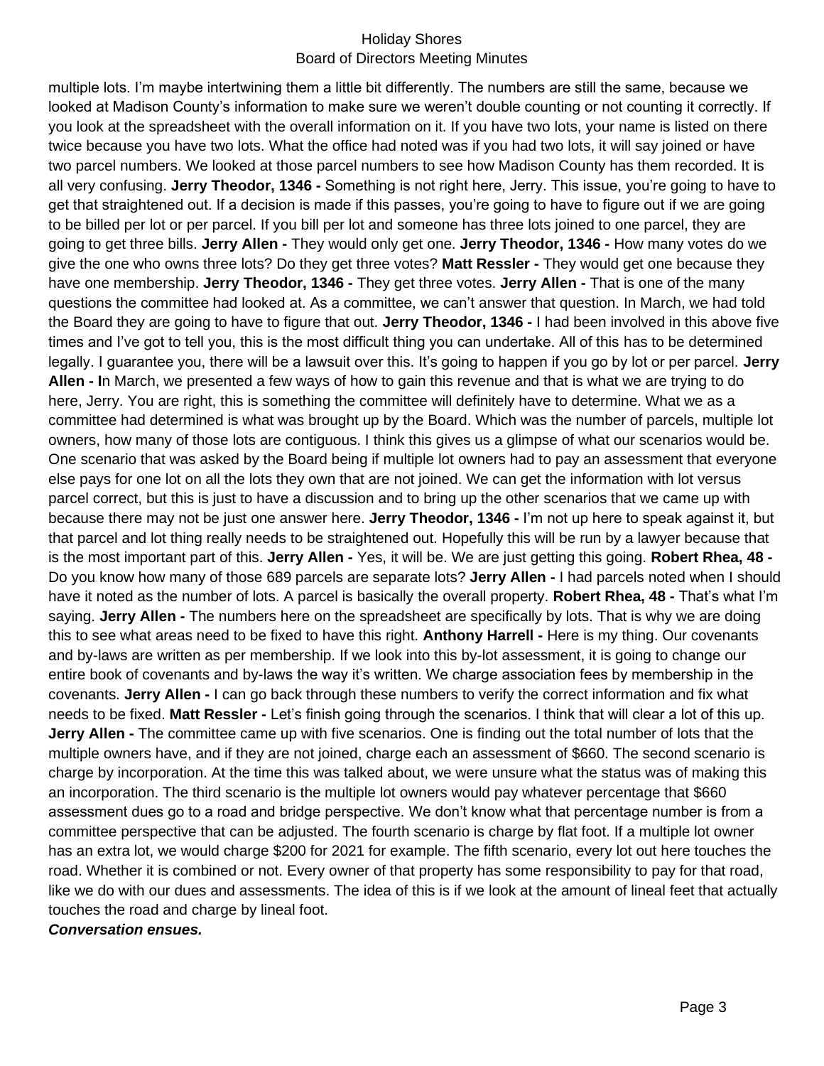multiple lots. I'm maybe intertwining them a little bit differently. The numbers are still the same, because we looked at Madison County's information to make sure we weren't double counting or not counting it correctly. If you look at the spreadsheet with the overall information on it. If you have two lots, your name is listed on there twice because you have two lots. What the office had noted was if you had two lots, it will say joined or have two parcel numbers. We looked at those parcel numbers to see how Madison County has them recorded. It is all very confusing. **Jerry Theodor, 1346 -** Something is not right here, Jerry. This issue, you're going to have to get that straightened out. If a decision is made if this passes, you're going to have to figure out if we are going to be billed per lot or per parcel. If you bill per lot and someone has three lots joined to one parcel, they are going to get three bills. **Jerry Allen -** They would only get one. **Jerry Theodor, 1346 -** How many votes do we give the one who owns three lots? Do they get three votes? **Matt Ressler -** They would get one because they have one membership. **Jerry Theodor, 1346 -** They get three votes. **Jerry Allen -** That is one of the many questions the committee had looked at. As a committee, we can't answer that question. In March, we had told the Board they are going to have to figure that out. **Jerry Theodor, 1346 -** I had been involved in this above five times and I've got to tell you, this is the most difficult thing you can undertake. All of this has to be determined legally. I guarantee you, there will be a lawsuit over this. It's going to happen if you go by lot or per parcel. **Jerry Allen - I**n March, we presented a few ways of how to gain this revenue and that is what we are trying to do here, Jerry. You are right, this is something the committee will definitely have to determine. What we as a committee had determined is what was brought up by the Board. Which was the number of parcels, multiple lot owners, how many of those lots are contiguous. I think this gives us a glimpse of what our scenarios would be. One scenario that was asked by the Board being if multiple lot owners had to pay an assessment that everyone else pays for one lot on all the lots they own that are not joined. We can get the information with lot versus parcel correct, but this is just to have a discussion and to bring up the other scenarios that we came up with because there may not be just one answer here. **Jerry Theodor, 1346 -** I'm not up here to speak against it, but that parcel and lot thing really needs to be straightened out. Hopefully this will be run by a lawyer because that is the most important part of this. **Jerry Allen -** Yes, it will be. We are just getting this going. **Robert Rhea, 48 -** Do you know how many of those 689 parcels are separate lots? **Jerry Allen -** I had parcels noted when I should have it noted as the number of lots. A parcel is basically the overall property. **Robert Rhea, 48 -** That's what I'm saying. **Jerry Allen -** The numbers here on the spreadsheet are specifically by lots. That is why we are doing this to see what areas need to be fixed to have this right. **Anthony Harrell -** Here is my thing. Our covenants and by-laws are written as per membership. If we look into this by-lot assessment, it is going to change our entire book of covenants and by-laws the way it's written. We charge association fees by membership in the covenants. **Jerry Allen -** I can go back through these numbers to verify the correct information and fix what needs to be fixed. **Matt Ressler -** Let's finish going through the scenarios. I think that will clear a lot of this up. **Jerry Allen -** The committee came up with five scenarios. One is finding out the total number of lots that the multiple owners have, and if they are not joined, charge each an assessment of $660. The second scenario is charge by incorporation. At the time this was talked about, we were unsure what the status was of making this an incorporation. The third scenario is the multiple lot owners would pay whatever percentage that $660 assessment dues go to a road and bridge perspective. We don't know what that percentage number is from a committee perspective that can be adjusted. The fourth scenario is charge by flat foot. If a multiple lot owner has an extra lot, we would charge $200 for 2021 for example. The fifth scenario, every lot out here touches the road. Whether it is combined or not. Every owner of that property has some responsibility to pay for that road, like we do with our dues and assessments. The idea of this is if we look at the amount of lineal feet that actually touches the road and charge by lineal foot.

***Conversation ensues.***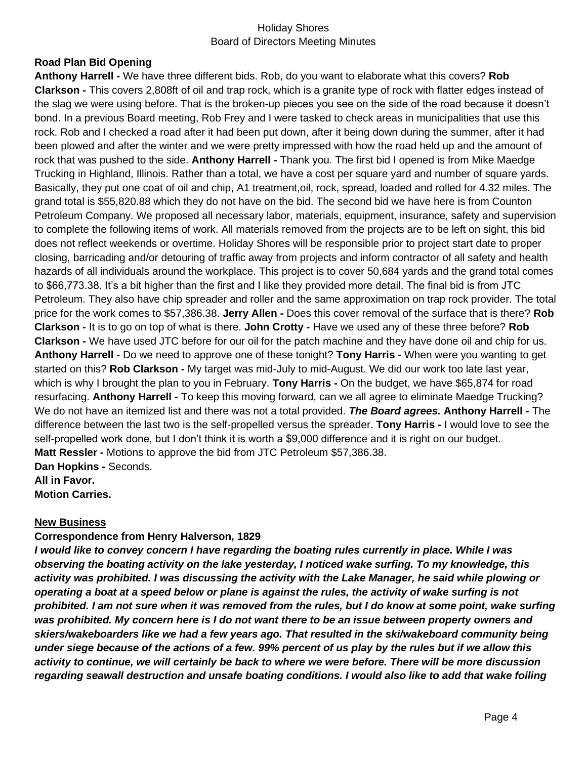**Road Plan Bid Opening**

**Anthony Harrell -** We have three different bids. Rob, do you want to elaborate what this covers? **Rob Clarkson -** This covers 2,808ft of oil and trap rock, which is a granite type of rock with flatter edges instead of the slag we were using before. That is the broken-up pieces you see on the side of the road because it doesn't bond. In a previous Board meeting, Rob Frey and I were tasked to check areas in municipalities that use this rock. Rob and I checked a road after it had been put down, after it being down during the summer, after it had been plowed and after the winter and we were pretty impressed with how the road held up and the amount of rock that was pushed to the side. **Anthony Harrell -** Thank you. The first bid I opened is from Mike Maedge Trucking in Highland, Illinois. Rather than a total, we have a cost per square yard and number of square yards. Basically, they put one coat of oil and chip, A1 treatment,oil, rock, spread, loaded and rolled for 4.32 miles. The grand total is $55,820.88 which they do not have on the bid. The second bid we have here is from Counton Petroleum Company. We proposed all necessary labor, materials, equipment, insurance, safety and supervision to complete the following items of work. All materials removed from the projects are to be left on sight, this bid does not reflect weekends or overtime. Holiday Shores will be responsible prior to project start date to proper closing, barricading and/or detouring of traffic away from projects and inform contractor of all safety and health hazards of all individuals around the workplace. This project is to cover 50,684 yards and the grand total comes to $66,773.38. It's a bit higher than the first and I like they provided more detail. The final bid is from JTC Petroleum. They also have chip spreader and roller and the same approximation on trap rock provider. The total price for the work comes to $57,386.38. **Jerry Allen -** Does this cover removal of the surface that is there? **Rob Clarkson -** It is to go on top of what is there. **John Crotty -** Have we used any of these three before? **Rob Clarkson -** We have used JTC before for our oil for the patch machine and they have done oil and chip for us. **Anthony Harrell -** Do we need to approve one of these tonight? **Tony Harris -** When were you wanting to get started on this? **Rob Clarkson -** My target was mid-July to mid-August. We did our work too late last year, which is why I brought the plan to you in February. **Tony Harris -** On the budget, we have $65,874 for road resurfacing. **Anthony Harrell -** To keep this moving forward, can we all agree to eliminate Maedge Trucking? We do not have an itemized list and there was not a total provided. ***The Board agrees.*** **Anthony Harrell -** The difference between the last two is the self-propelled versus the spreader. **Tony Harris -** I would love to see the self-propelled work done, but I don't think it is worth a $9,000 difference and it is right on our budget.

**Matt Ressler -** Motions to approve the bid from JTC Petroleum $57,386.38.

**Dan Hopkins -** Seconds.

**All in Favor.**

**Motion Carries.**

**New Business**

**Correspondence from Henry Halverson, 1829**

***I would like to convey concern I have regarding the boating rules currently in place. While I was observing the boating activity on the lake yesterday, I noticed wake surfing. To my knowledge, this activity was prohibited. I was discussing the activity with the Lake Manager, he said while plowing or operating a boat at a speed below or plane is against the rules, the activity of wake surfing is not prohibited. I am not sure when it was removed from the rules, but I do know at some point, wake surfing was prohibited. My concern here is I do not want there to be an issue between property owners and skiers/wakeboarders like we had a few years ago. That resulted in the ski/wakeboard community being under siege because of the actions of a few. 99% percent of us play by the rules but if we allow this activity to continue, we will certainly be back to where we were before. There will be more discussion regarding seawall destruction and unsafe boating conditions. I would also like to add that wake foiling***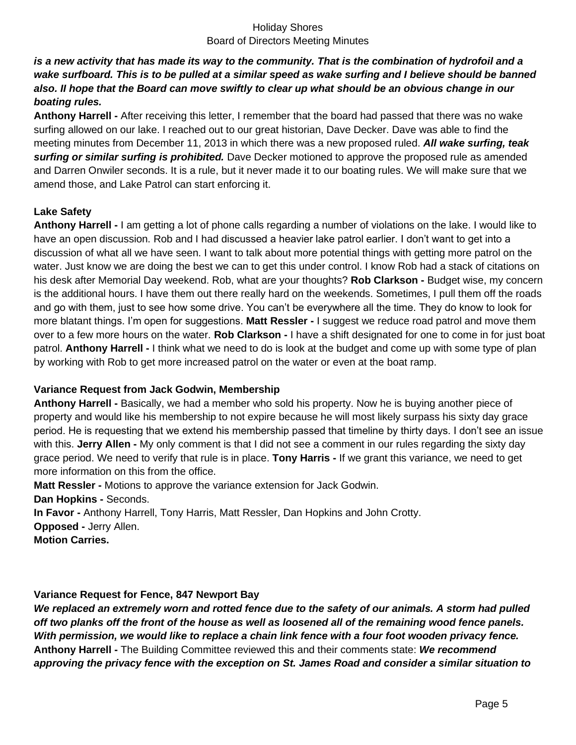***is a new activity that has made its way to the community. That is the combination of hydrofoil and a wake surfboard. This is to be pulled at a similar speed as wake surfing and I believe should be banned also. II hope that the Board can move swiftly to clear up what should be an obvious change in our boating rules.***

**Anthony Harrell -** After receiving this letter, I remember that the board had passed that there was no wake surfing allowed on our lake. I reached out to our great historian, Dave Decker. Dave was able to find the meeting minutes from December 11, 2013 in which there was a new proposed ruled. ***All wake surfing, teak surfing or similar surfing is prohibited.*** Dave Decker motioned to approve the proposed rule as amended and Darren Onwiler seconds. It is a rule, but it never made it to our boating rules. We will make sure that we amend those, and Lake Patrol can start enforcing it.

**Lake Safety**

**Anthony Harrell -** I am getting a lot of phone calls regarding a number of violations on the lake. I would like to have an open discussion. Rob and I had discussed a heavier lake patrol earlier. I don't want to get into a discussion of what all we have seen. I want to talk about more potential things with getting more patrol on the water. Just know we are doing the best we can to get this under control. I know Rob had a stack of citations on his desk after Memorial Day weekend. Rob, what are your thoughts? **Rob Clarkson -** Budget wise, my concern is the additional hours. I have them out there really hard on the weekends. Sometimes, I pull them off the roads and go with them, just to see how some drive. You can't be everywhere all the time. They do know to look for more blatant things. I'm open for suggestions. **Matt Ressler -** I suggest we reduce road patrol and move them over to a few more hours on the water. **Rob Clarkson -** I have a shift designated for one to come in for just boat patrol. **Anthony Harrell -** I think what we need to do is look at the budget and come up with some type of plan by working with Rob to get more increased patrol on the water or even at the boat ramp.

**Variance Request from Jack Godwin, Membership**

**Anthony Harrell -** Basically, we had a member who sold his property. Now he is buying another piece of property and would like his membership to not expire because he will most likely surpass his sixty day grace period. He is requesting that we extend his membership passed that timeline by thirty days. I don't see an issue with this. **Jerry Allen -** My only comment is that I did not see a comment in our rules regarding the sixty day grace period. We need to verify that rule is in place. **Tony Harris -** If we grant this variance, we need to get more information on this from the office.

**Matt Ressler -** Motions to approve the variance extension for Jack Godwin.

**Dan Hopkins -** Seconds.

**In Favor -** Anthony Harrell, Tony Harris, Matt Ressler, Dan Hopkins and John Crotty.

**Opposed -** Jerry Allen.

**Motion Carries.**

**Variance Request for Fence, 847 Newport Bay**

***We replaced an extremely worn and rotted fence due to the safety of our animals. A storm had pulled off two planks off the front of the house as well as loosened all of the remaining wood fence panels. With permission, we would like to replace a chain link fence with a four foot wooden privacy fence.***

**Anthony Harrell -** The Building Committee reviewed this and their comments state: ***We recommend approving the privacy fence with the exception on St. James Road and consider a similar situation to***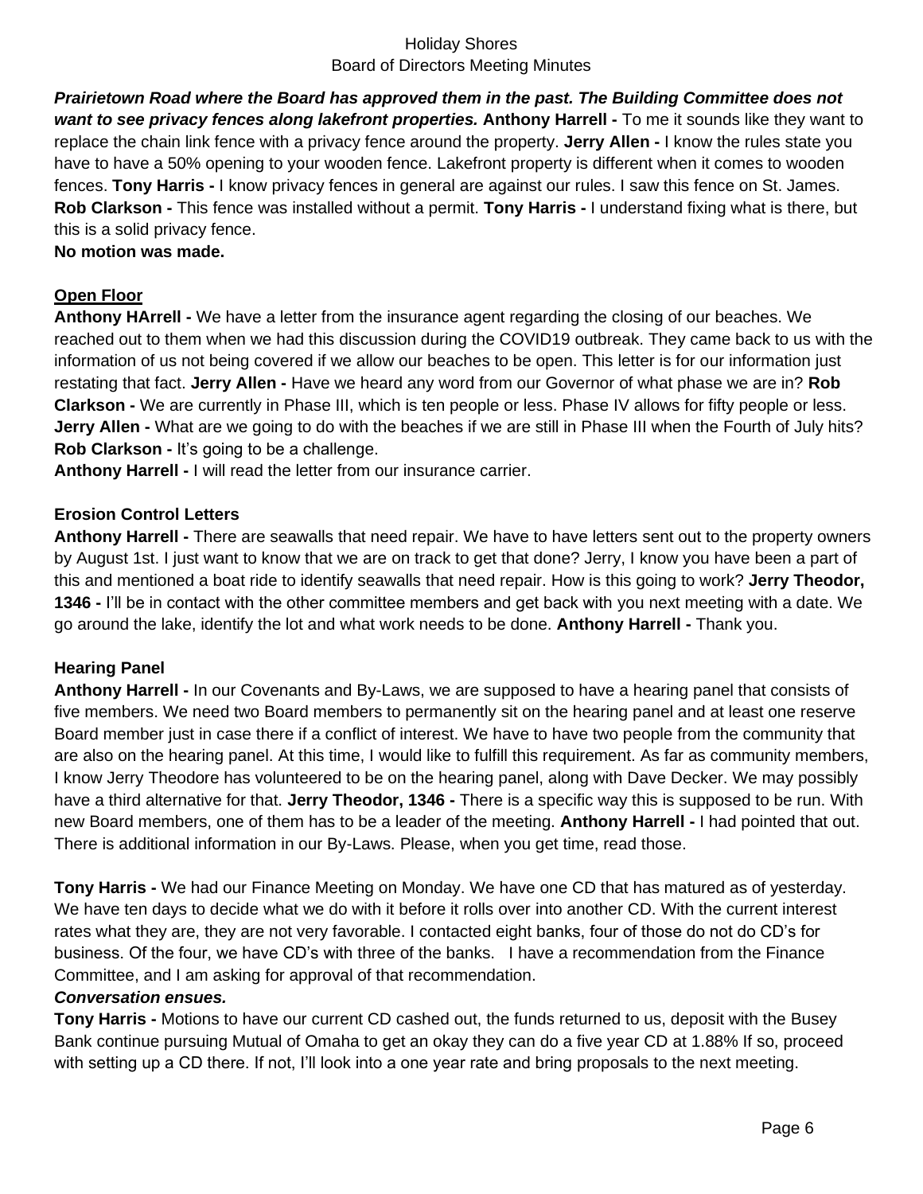***Prairietown Road where the Board has approved them in the past. The Building Committee does not want to see privacy fences along lakefront properties.*** **Anthony Harrell -** To me it sounds like they want to replace the chain link fence with a privacy fence around the property. **Jerry Allen -** I know the rules state you have to have a 50% opening to your wooden fence. Lakefront property is different when it comes to wooden fences. **Tony Harris -** I know privacy fences in general are against our rules. I saw this fence on St. James. **Rob Clarkson -** This fence was installed without a permit. **Tony Harris -** I understand fixing what is there, but this is a solid privacy fence.

**No motion was made.**

**<u>Open Floor</u>**

**Anthony HArrell -** We have a letter from the insurance agent regarding the closing of our beaches. We reached out to them when we had this discussion during the COVID19 outbreak. They came back to us with the information of us not being covered if we allow our beaches to be open. This letter is for our information just restating that fact. **Jerry Allen -** Have we heard any word from our Governor of what phase we are in? **Rob Clarkson -** We are currently in Phase III, which is ten people or less. Phase IV allows for fifty people or less. **Jerry Allen -** What are we going to do with the beaches if we are still in Phase III when the Fourth of July hits? **Rob Clarkson -** It's going to be a challenge.

**Anthony Harrell -** I will read the letter from our insurance carrier.

**Erosion Control Letters**

**Anthony Harrell -** There are seawalls that need repair. We have to have letters sent out to the property owners by August 1st. I just want to know that we are on track to get that done? Jerry, I know you have been a part of this and mentioned a boat ride to identify seawalls that need repair. How is this going to work? **Jerry Theodor, 1346 -** I'll be in contact with the other committee members and get back with you next meeting with a date. We go around the lake, identify the lot and what work needs to be done. **Anthony Harrell -** Thank you.

**Hearing Panel**

**Anthony Harrell -** In our Covenants and By-Laws, we are supposed to have a hearing panel that consists of five members. We need two Board members to permanently sit on the hearing panel and at least one reserve Board member just in case there if a conflict of interest. We have to have two people from the community that are also on the hearing panel. At this time, I would like to fulfill this requirement. As far as community members, I know Jerry Theodore has volunteered to be on the hearing panel, along with Dave Decker. We may possibly have a third alternative for that. **Jerry Theodor, 1346 -** There is a specific way this is supposed to be run. With new Board members, one of them has to be a leader of the meeting. **Anthony Harrell -** I had pointed that out. There is additional information in our By-Laws. Please, when you get time, read those.

**Tony Harris -** We had our Finance Meeting on Monday. We have one CD that has matured as of yesterday. We have ten days to decide what we do with it before it rolls over into another CD. With the current interest rates what they are, they are not very favorable. I contacted eight banks, four of those do not do CD's for business. Of the four, we have CD's with three of the banks. I have a recommendation from the Finance Committee, and I am asking for approval of that recommendation.

***Conversation ensues.***

**Tony Harris -** Motions to have our current CD cashed out, the funds returned to us, deposit with the Busey Bank continue pursuing Mutual of Omaha to get an okay they can do a five year CD at 1.88% If so, proceed with setting up a CD there. If not, I'll look into a one year rate and bring proposals to the next meeting.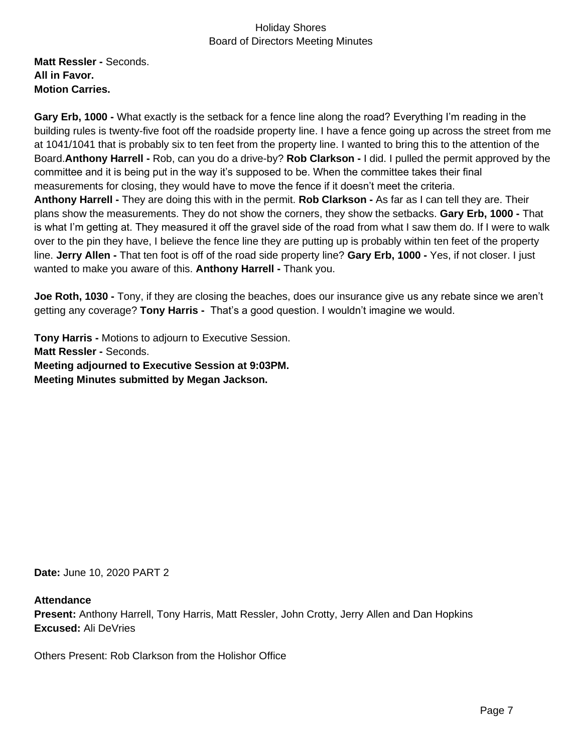**Matt Ressler -** Seconds.
**All in Favor.**
**Motion Carries.**

**Gary Erb, 1000 -** What exactly is the setback for a fence line along the road? Everything I'm reading in the building rules is twenty-five foot off the roadside property line. I have a fence going up across the street from me at 1041/1041 that is probably six to ten feet from the property line. I wanted to bring this to the attention of the Board.**Anthony Harrell -** Rob, can you do a drive-by? **Rob Clarkson -** I did. I pulled the permit approved by the committee and it is being put in the way it's supposed to be. When the committee takes their final measurements for closing, they would have to move the fence if it doesn't meet the criteria.
**Anthony Harrell -** They are doing this with in the permit. **Rob Clarkson -** As far as I can tell they are. Their plans show the measurements. They do not show the corners, they show the setbacks. **Gary Erb, 1000 -** That is what I'm getting at. They measured it off the gravel side of the road from what I saw them do. If I were to walk over to the pin they have, I believe the fence line they are putting up is probably within ten feet of the property line. **Jerry Allen -** That ten foot is off of the road side property line? **Gary Erb, 1000 -** Yes, if not closer. I just wanted to make you aware of this. **Anthony Harrell -** Thank you.

**Joe Roth, 1030 -** Tony, if they are closing the beaches, does our insurance give us any rebate since we aren't getting any coverage? **Tony Harris -** That's a good question. I wouldn't imagine we would.

**Tony Harris -** Motions to adjourn to Executive Session.
**Matt Ressler -** Seconds.
**Meeting adjourned to Executive Session at 9:03PM.**
**Meeting Minutes submitted by Megan Jackson.**

**Date:** June 10, 2020 PART 2

**Attendance**
**Present:** Anthony Harrell, Tony Harris, Matt Ressler, John Crotty, Jerry Allen and Dan Hopkins
**Excused:** Ali DeVries

Others Present: Rob Clarkson from the Holishor Office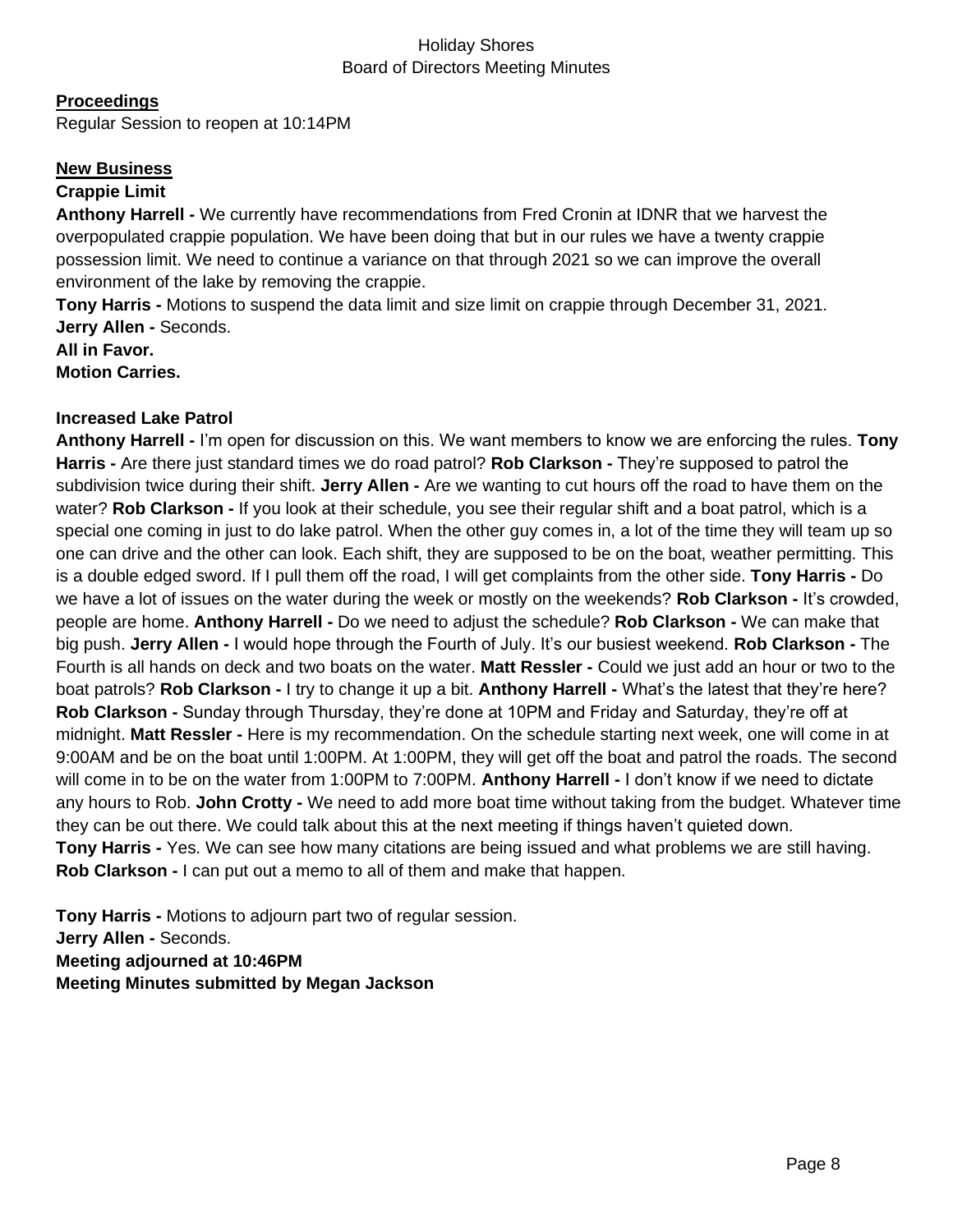Holiday Shores
Board of Directors Meeting Minutes

**Proceedings**

Regular Session to reopen at 10:14PM

**New Business**

**Crappie Limit**

**Anthony Harrell -** We currently have recommendations from Fred Cronin at IDNR that we harvest the overpopulated crappie population. We have been doing that but in our rules we have a twenty crappie possession limit. We need to continue a variance on that through 2021 so we can improve the overall environment of the lake by removing the crappie.

**Tony Harris -** Motions to suspend the data limit and size limit on crappie through December 31, 2021.

**Jerry Allen -** Seconds.

**All in Favor.**

**Motion Carries.**

**Increased Lake Patrol**

**Anthony Harrell -** I'm open for discussion on this. We want members to know we are enforcing the rules. **Tony Harris -** Are there just standard times we do road patrol? **Rob Clarkson -** They're supposed to patrol the subdivision twice during their shift. **Jerry Allen -** Are we wanting to cut hours off the road to have them on the water? **Rob Clarkson -** If you look at their schedule, you see their regular shift and a boat patrol, which is a special one coming in just to do lake patrol. When the other guy comes in, a lot of the time they will team up so one can drive and the other can look. Each shift, they are supposed to be on the boat, weather permitting. This is a double edged sword. If I pull them off the road, I will get complaints from the other side. **Tony Harris -** Do we have a lot of issues on the water during the week or mostly on the weekends? **Rob Clarkson -** It's crowded, people are home. **Anthony Harrell -** Do we need to adjust the schedule? **Rob Clarkson -** We can make that big push. **Jerry Allen -** I would hope through the Fourth of July. It's our busiest weekend. **Rob Clarkson -** The Fourth is all hands on deck and two boats on the water. **Matt Ressler -** Could we just add an hour or two to the boat patrols? **Rob Clarkson -** I try to change it up a bit. **Anthony Harrell -** What's the latest that they're here? **Rob Clarkson -** Sunday through Thursday, they're done at 10PM and Friday and Saturday, they're off at midnight. **Matt Ressler -** Here is my recommendation. On the schedule starting next week, one will come in at 9:00AM and be on the boat until 1:00PM. At 1:00PM, they will get off the boat and patrol the roads. The second will come in to be on the water from 1:00PM to 7:00PM. **Anthony Harrell -** I don't know if we need to dictate any hours to Rob. **John Crotty -** We need to add more boat time without taking from the budget. Whatever time they can be out there. We could talk about this at the next meeting if things haven't quieted down.

**Tony Harris -** Yes. We can see how many citations are being issued and what problems we are still having.

**Rob Clarkson -** I can put out a memo to all of them and make that happen.

**Tony Harris -** Motions to adjourn part two of regular session.

**Jerry Allen -** Seconds.

**Meeting adjourned at 10:46PM**

**Meeting Minutes submitted by Megan Jackson**